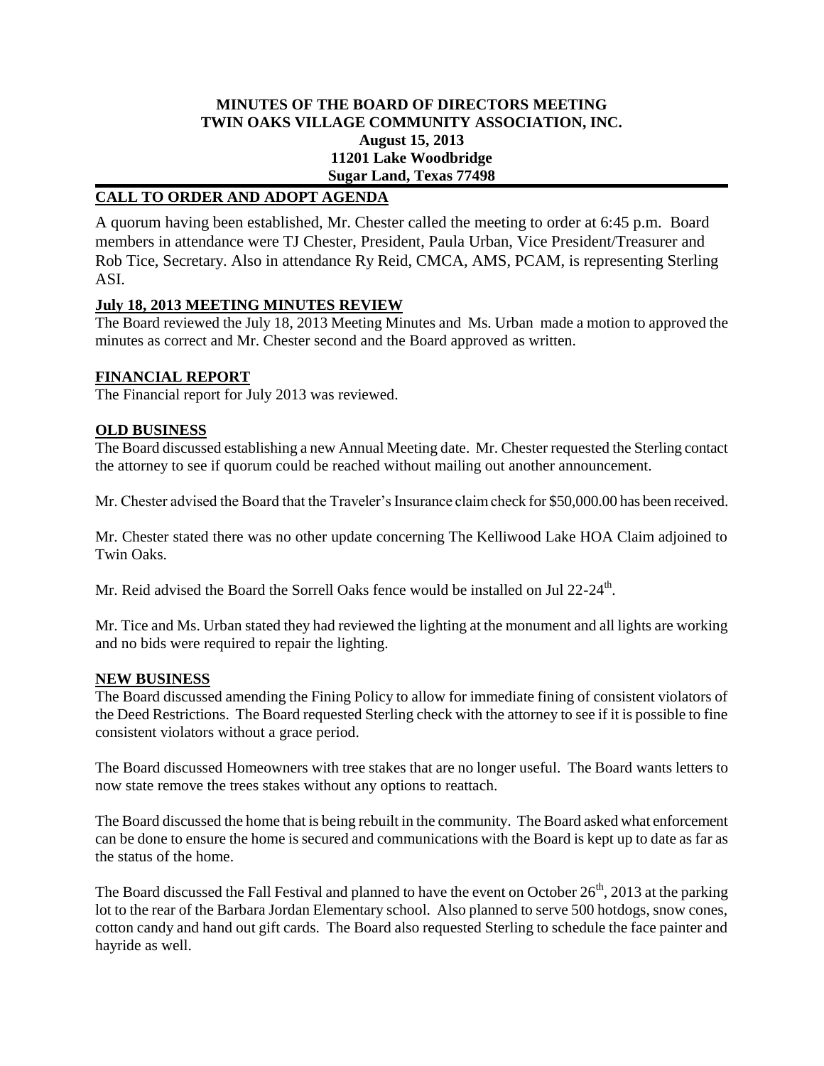**MINUTES OF THE BOARD OF DIRECTORS MEETING**
**TWIN OAKS VILLAGE COMMUNITY ASSOCIATION, INC.**
**August 15, 2013**
**11201 Lake Woodbridge**
**Sugar Land, Texas 77498**

## CALL TO ORDER AND ADOPT AGENDA

A quorum having been established, Mr. Chester called the meeting to order at 6:45 p.m. Board members in attendance were TJ Chester, President, Paula Urban, Vice President/Treasurer and Rob Tice, Secretary. Also in attendance Ry Reid, CMCA, AMS, PCAM, is representing Sterling ASI.

## July 18, 2013 MEETING MINUTES REVIEW

The Board reviewed the July 18, 2013 Meeting Minutes and Ms. Urban made a motion to approved the minutes as correct and Mr. Chester second and the Board approved as written.

## FINANCIAL REPORT

The Financial report for July 2013 was reviewed.

## OLD BUSINESS

The Board discussed establishing a new Annual Meeting date. Mr. Chester requested the Sterling contact the attorney to see if quorum could be reached without mailing out another announcement.

Mr. Chester advised the Board that the Traveler's Insurance claim check for $50,000.00 has been received.

Mr. Chester stated there was no other update concerning The Kelliwood Lake HOA Claim adjoined to Twin Oaks.

Mr. Reid advised the Board the Sorrell Oaks fence would be installed on Jul 22-24th.

Mr. Tice and Ms. Urban stated they had reviewed the lighting at the monument and all lights are working and no bids were required to repair the lighting.

## NEW BUSINESS

The Board discussed amending the Fining Policy to allow for immediate fining of consistent violators of the Deed Restrictions. The Board requested Sterling check with the attorney to see if it is possible to fine consistent violators without a grace period.

The Board discussed Homeowners with tree stakes that are no longer useful. The Board wants letters to now state remove the trees stakes without any options to reattach.

The Board discussed the home that is being rebuilt in the community. The Board asked what enforcement can be done to ensure the home is secured and communications with the Board is kept up to date as far as the status of the home.

The Board discussed the Fall Festival and planned to have the event on October 26th, 2013 at the parking lot to the rear of the Barbara Jordan Elementary school. Also planned to serve 500 hotdogs, snow cones, cotton candy and hand out gift cards. The Board also requested Sterling to schedule the face painter and hayride as well.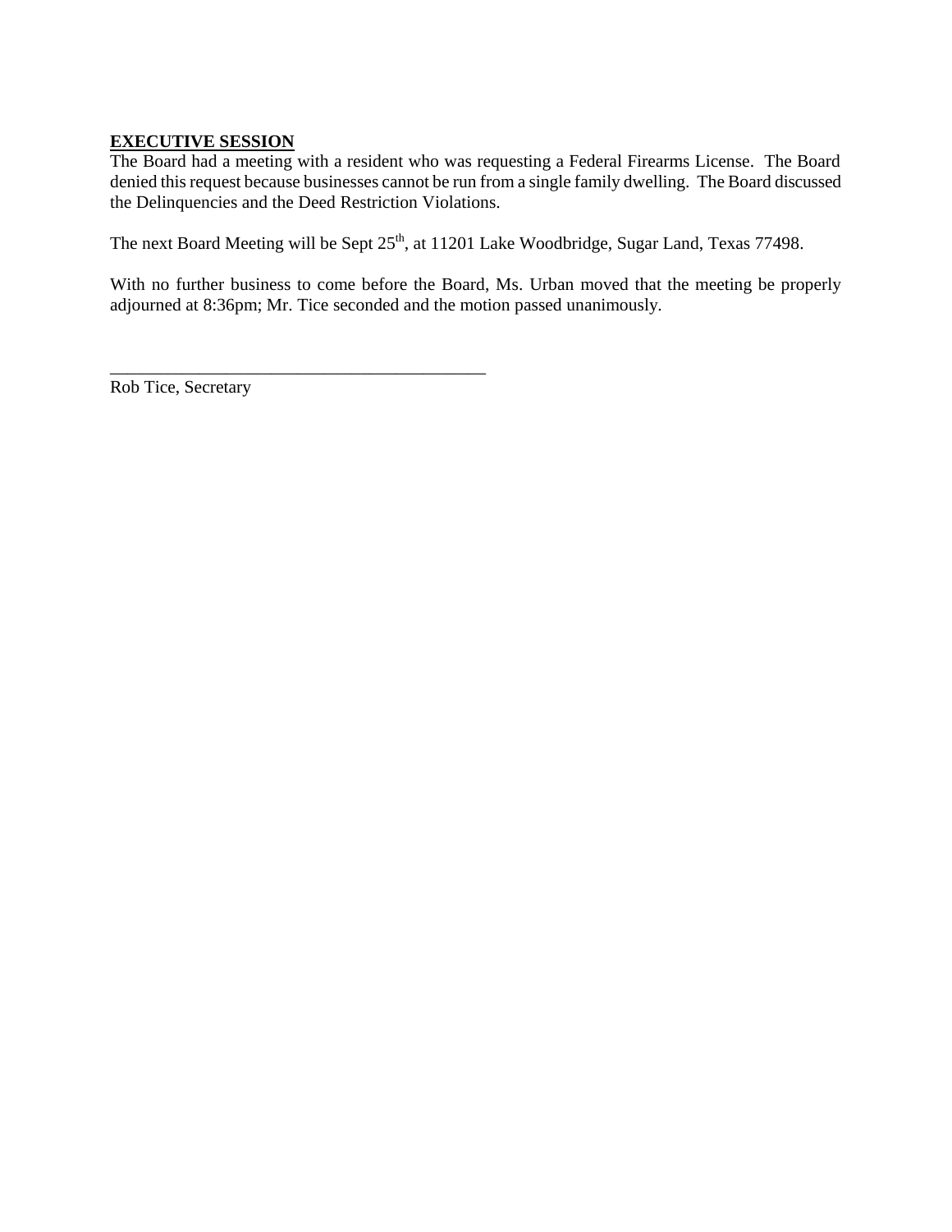**EXECUTIVE SESSION**

The Board had a meeting with a resident who was requesting a Federal Firearms License. The Board denied this request because businesses cannot be run from a single family dwelling. The Board discussed the Delinquencies and the Deed Restriction Violations.

The next Board Meeting will be Sept 25th, at 11201 Lake Woodbridge, Sugar Land, Texas 77498.

With no further business to come before the Board, Ms. Urban moved that the meeting be properly adjourned at 8:36pm; Mr. Tice seconded and the motion passed unanimously.

\_\_\_\_\_\_\_\_\_\_\_\_\_\_\_\_\_\_\_\_\_\_\_\_\_\_\_\_\_\_\_\_\_\_\_\_\_\_\_\_\_\_\_\_

Rob Tice, Secretary